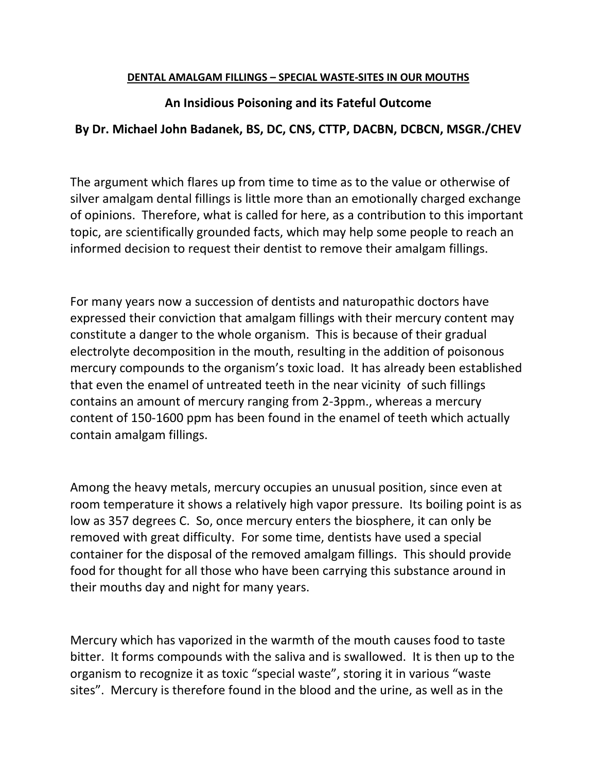**DENTAL AMALGAM FILLINGS – SPECIAL WASTE-SITES IN OUR MOUTHS**

## An Insidious Poisoning and its Fateful Outcome

## By Dr. Michael John Badanek, BS, DC, CNS, CTTP, DACBN, DCBCN, MSGR./CHEV

The argument which flares up from time to time as to the value or otherwise of silver amalgam dental fillings is little more than an emotionally charged exchange of opinions. Therefore, what is called for here, as a contribution to this important topic, are scientifically grounded facts, which may help some people to reach an informed decision to request their dentist to remove their amalgam fillings.

For many years now a succession of dentists and naturopathic doctors have expressed their conviction that amalgam fillings with their mercury content may constitute a danger to the whole organism. This is because of their gradual electrolyte decomposition in the mouth, resulting in the addition of poisonous mercury compounds to the organism's toxic load. It has already been established that even the enamel of untreated teeth in the near vicinity of such fillings contains an amount of mercury ranging from 2-3ppm., whereas a mercury content of 150-1600 ppm has been found in the enamel of teeth which actually contain amalgam fillings.

Among the heavy metals, mercury occupies an unusual position, since even at room temperature it shows a relatively high vapor pressure. Its boiling point is as low as 357 degrees C. So, once mercury enters the biosphere, it can only be removed with great difficulty. For some time, dentists have used a special container for the disposal of the removed amalgam fillings. This should provide food for thought for all those who have been carrying this substance around in their mouths day and night for many years.

Mercury which has vaporized in the warmth of the mouth causes food to taste bitter. It forms compounds with the saliva and is swallowed. It is then up to the organism to recognize it as toxic "special waste", storing it in various "waste sites". Mercury is therefore found in the blood and the urine, as well as in the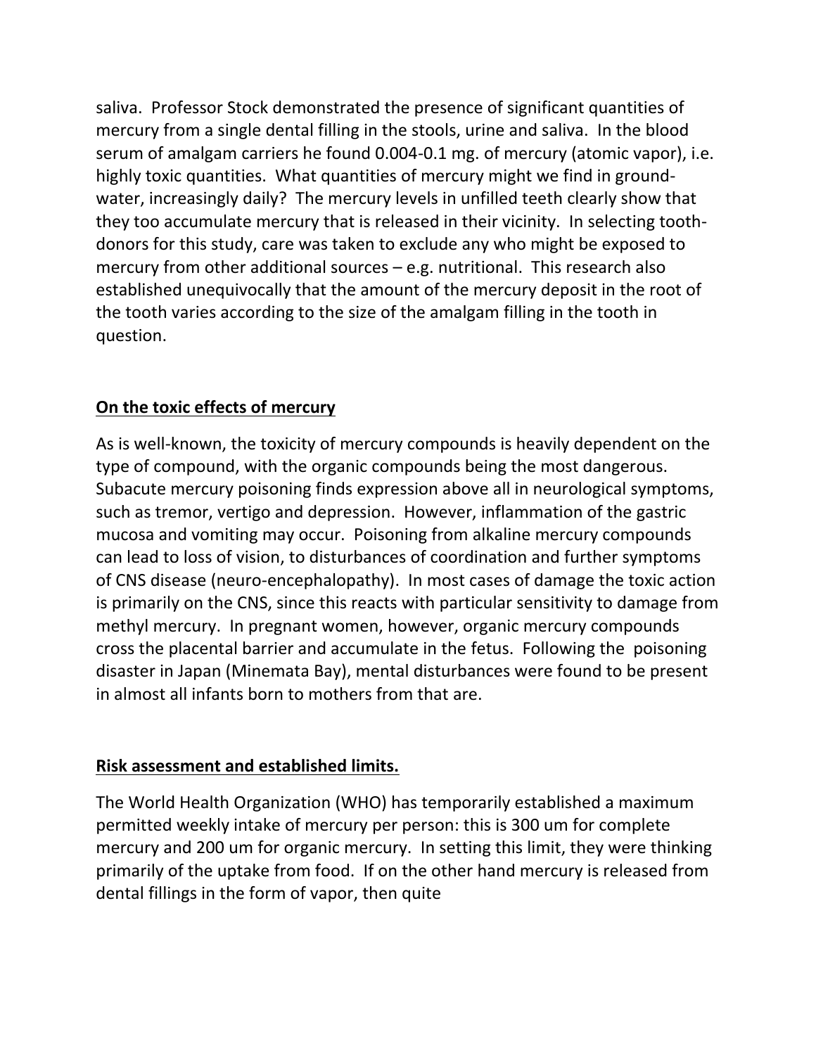saliva. Professor Stock demonstrated the presence of significant quantities of mercury from a single dental filling in the stools, urine and saliva. In the blood serum of amalgam carriers he found 0.004-0.1 mg. of mercury (atomic vapor), i.e. highly toxic quantities. What quantities of mercury might we find in ground-water, increasingly daily? The mercury levels in unfilled teeth clearly show that they too accumulate mercury that is released in their vicinity. In selecting tooth-donors for this study, care was taken to exclude any who might be exposed to mercury from other additional sources – e.g. nutritional. This research also established unequivocally that the amount of the mercury deposit in the root of the tooth varies according to the size of the amalgam filling in the tooth in question.

## <u>On the toxic effects of mercury</u>

As is well-known, the toxicity of mercury compounds is heavily dependent on the type of compound, with the organic compounds being the most dangerous. Subacute mercury poisoning finds expression above all in neurological symptoms, such as tremor, vertigo and depression. However, inflammation of the gastric mucosa and vomiting may occur. Poisoning from alkaline mercury compounds can lead to loss of vision, to disturbances of coordination and further symptoms of CNS disease (neuro-encephalopathy). In most cases of damage the toxic action is primarily on the CNS, since this reacts with particular sensitivity to damage from methyl mercury. In pregnant women, however, organic mercury compounds cross the placental barrier and accumulate in the fetus. Following the poisoning disaster in Japan (Minemata Bay), mental disturbances were found to be present in almost all infants born to mothers from that are.

## <u>Risk assessment and established limits.</u>

The World Health Organization (WHO) has temporarily established a maximum permitted weekly intake of mercury per person: this is 300 um for complete mercury and 200 um for organic mercury. In setting this limit, they were thinking primarily of the uptake from food. If on the other hand mercury is released from dental fillings in the form of vapor, then quite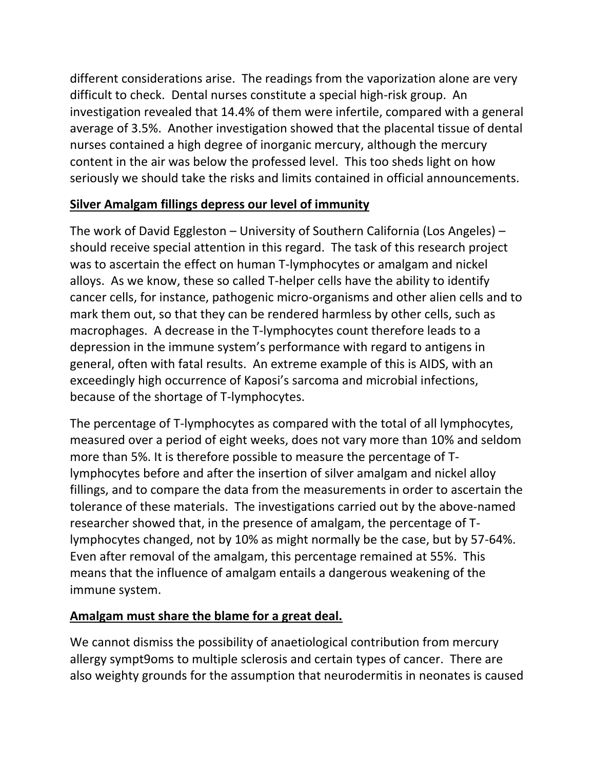different considerations arise. The readings from the vaporization alone are very difficult to check. Dental nurses constitute a special high-risk group. An investigation revealed that 14.4% of them were infertile, compared with a general average of 3.5%. Another investigation showed that the placental tissue of dental nurses contained a high degree of inorganic mercury, although the mercury content in the air was below the professed level. This too sheds light on how seriously we should take the risks and limits contained in official announcements.

**Silver Amalgam fillings depress our level of immunity**

The work of David Eggleston – University of Southern California (Los Angeles) – should receive special attention in this regard. The task of this research project was to ascertain the effect on human T-lymphocytes or amalgam and nickel alloys. As we know, these so called T-helper cells have the ability to identify cancer cells, for instance, pathogenic micro-organisms and other alien cells and to mark them out, so that they can be rendered harmless by other cells, such as macrophages. A decrease in the T-lymphocytes count therefore leads to a depression in the immune system's performance with regard to antigens in general, often with fatal results. An extreme example of this is AIDS, with an exceedingly high occurrence of Kaposi's sarcoma and microbial infections, because of the shortage of T-lymphocytes.

The percentage of T-lymphocytes as compared with the total of all lymphocytes, measured over a period of eight weeks, does not vary more than 10% and seldom more than 5%. It is therefore possible to measure the percentage of T-lymphocytes before and after the insertion of silver amalgam and nickel alloy fillings, and to compare the data from the measurements in order to ascertain the tolerance of these materials. The investigations carried out by the above-named researcher showed that, in the presence of amalgam, the percentage of T-lymphocytes changed, not by 10% as might normally be the case, but by 57-64%. Even after removal of the amalgam, this percentage remained at 55%. This means that the influence of amalgam entails a dangerous weakening of the immune system.

**Amalgam must share the blame for a great deal.**

We cannot dismiss the possibility of anaetiological contribution from mercury allergy sympt9oms to multiple sclerosis and certain types of cancer. There are also weighty grounds for the assumption that neurodermitis in neonates is caused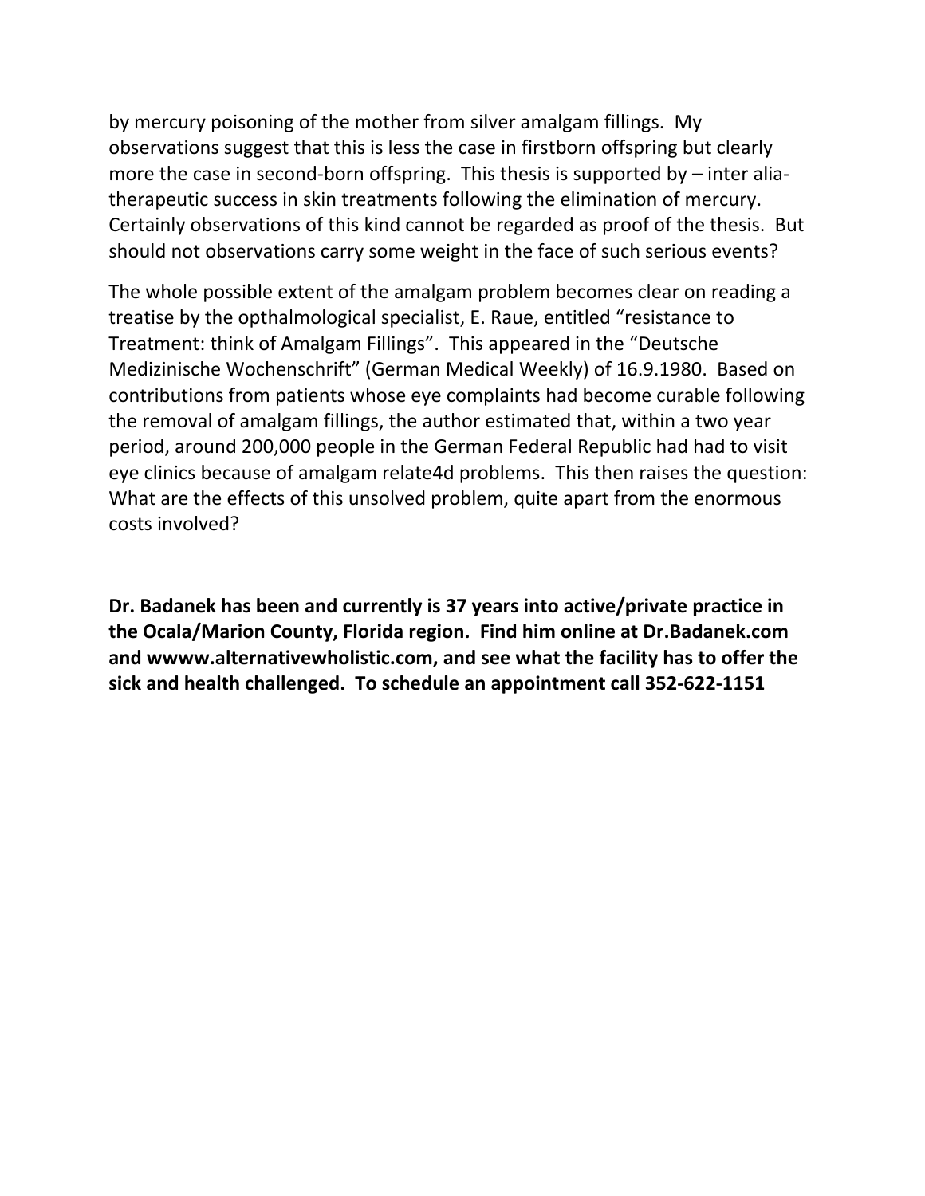by mercury poisoning of the mother from silver amalgam fillings. My observations suggest that this is less the case in firstborn offspring but clearly more the case in second-born offspring. This thesis is supported by – inter alia-therapeutic success in skin treatments following the elimination of mercury. Certainly observations of this kind cannot be regarded as proof of the thesis. But should not observations carry some weight in the face of such serious events?

The whole possible extent of the amalgam problem becomes clear on reading a treatise by the opthalmological specialist, E. Raue, entitled "resistance to Treatment: think of Amalgam Fillings". This appeared in the "Deutsche Medizinische Wochenschrift" (German Medical Weekly) of 16.9.1980. Based on contributions from patients whose eye complaints had become curable following the removal of amalgam fillings, the author estimated that, within a two year period, around 200,000 people in the German Federal Republic had had to visit eye clinics because of amalgam relate4d problems. This then raises the question: What are the effects of this unsolved problem, quite apart from the enormous costs involved?

**Dr. Badanek has been and currently is 37 years into active/private practice in the Ocala/Marion County, Florida region. Find him online at Dr.Badanek.com and wwww.alternativewholistic.com, and see what the facility has to offer the sick and health challenged. To schedule an appointment call 352-622-1151**